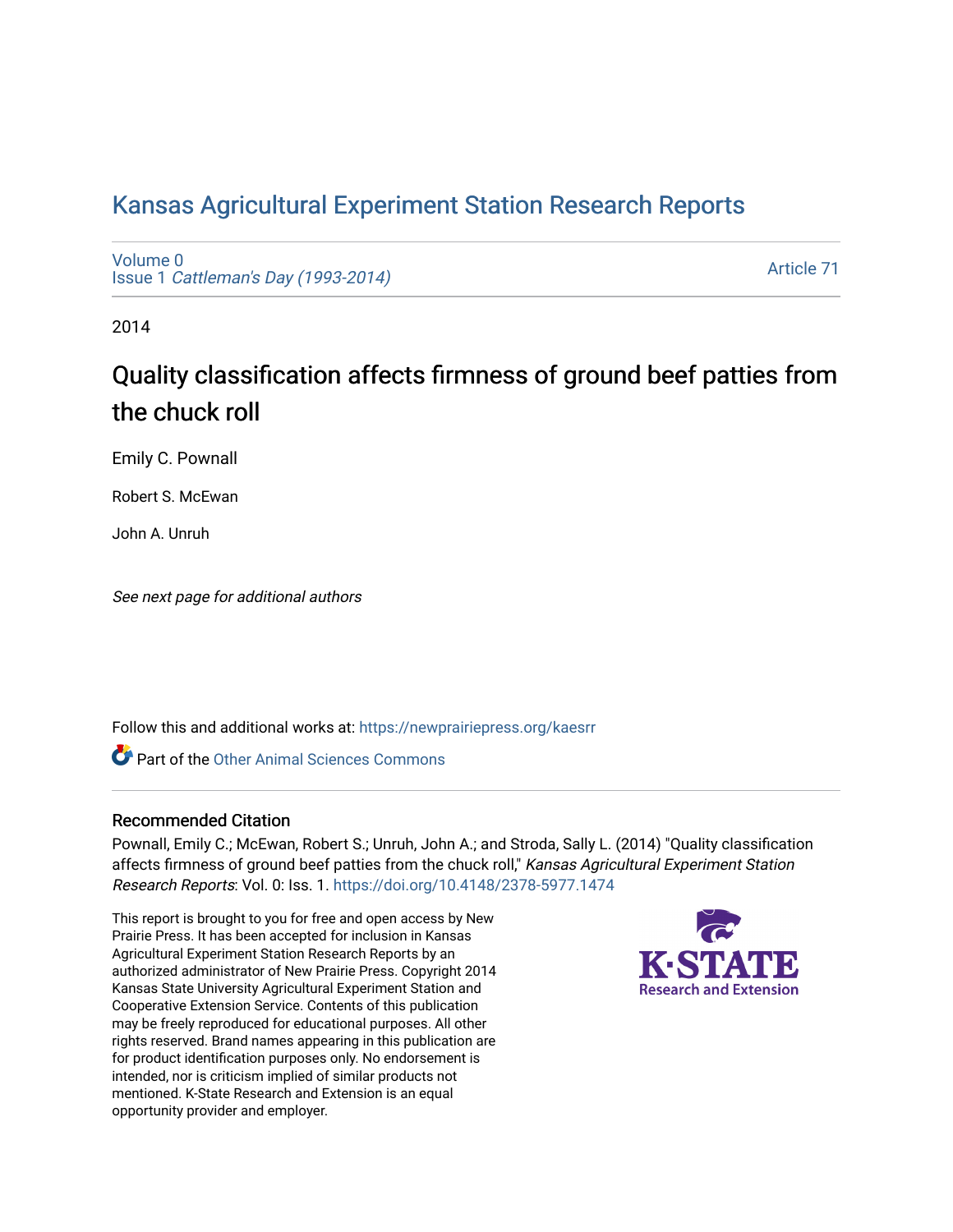# Kansas Agricultural Experiment Station Research Reports

Volume 0
Issue 1 *Cattleman's Day (1993-2014)*

Article 71

2014

## Quality classification affects firmness of ground beef patties from the chuck roll

Emily C. Pownall

Robert S. McEwan

John A. Unruh

*See next page for additional authors*

Follow this and additional works at: https://newprairiepress.org/kaesrr

Part of the Other Animal Sciences Commons

### Recommended Citation

Pownall, Emily C.; McEwan, Robert S.; Unruh, John A.; and Stroda, Sally L. (2014) "Quality classification affects firmness of ground beef patties from the chuck roll," *Kansas Agricultural Experiment Station Research Reports*: Vol. 0: Iss. 1. https://doi.org/10.4148/2378-5977.1474

This report is brought to you for free and open access by New Prairie Press. It has been accepted for inclusion in Kansas Agricultural Experiment Station Research Reports by an authorized administrator of New Prairie Press. Copyright 2014 Kansas State University Agricultural Experiment Station and Cooperative Extension Service. Contents of this publication may be freely reproduced for educational purposes. All other rights reserved. Brand names appearing in this publication are for product identification purposes only. No endorsement is intended, nor is criticism implied of similar products not mentioned. K-State Research and Extension is an equal opportunity provider and employer.

K-STATE Research and Extension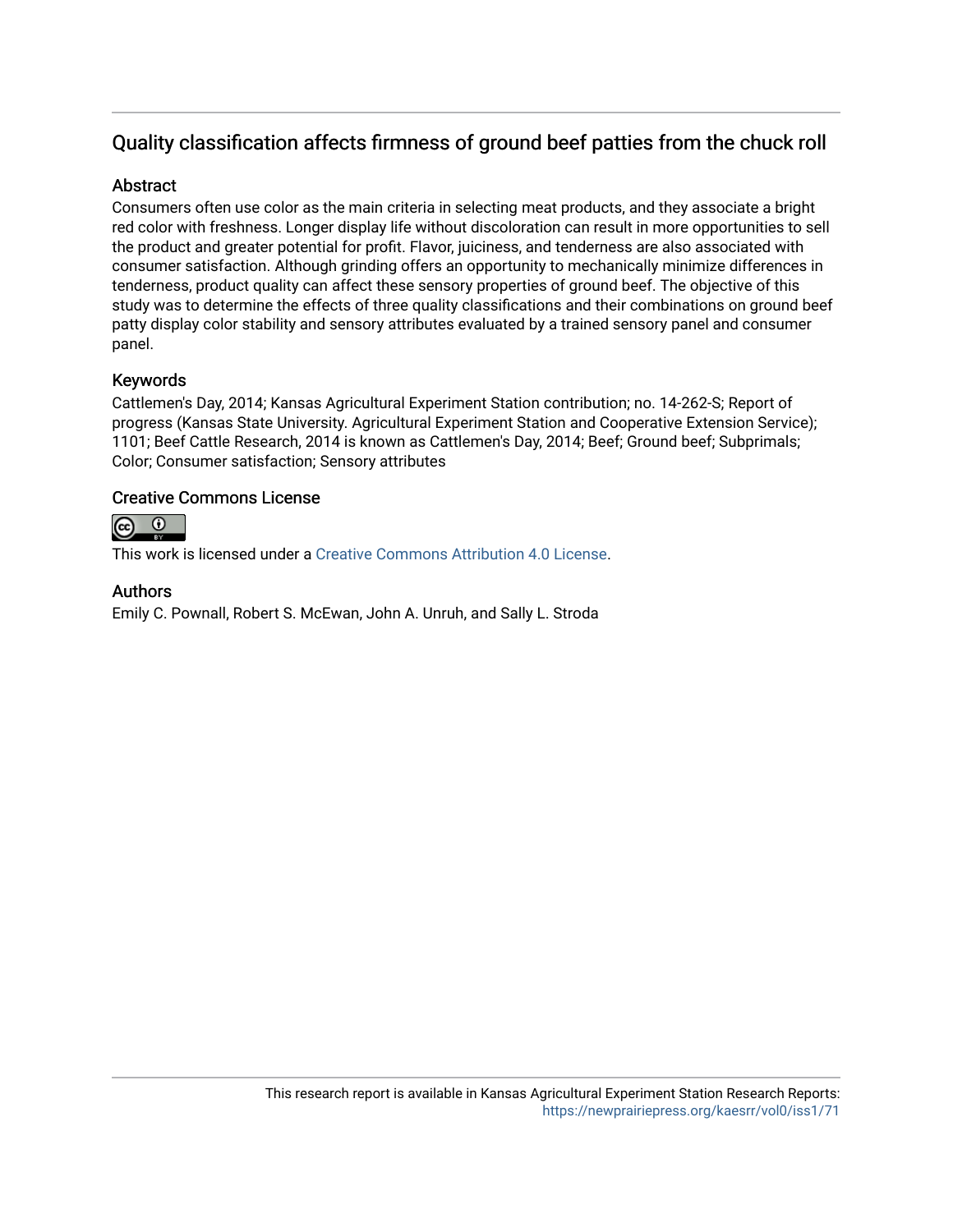## Quality classification affects firmness of ground beef patties from the chuck roll

### Abstract

Consumers often use color as the main criteria in selecting meat products, and they associate a bright red color with freshness. Longer display life without discoloration can result in more opportunities to sell the product and greater potential for profit. Flavor, juiciness, and tenderness are also associated with consumer satisfaction. Although grinding offers an opportunity to mechanically minimize differences in tenderness, product quality can affect these sensory properties of ground beef. The objective of this study was to determine the effects of three quality classifications and their combinations on ground beef patty display color stability and sensory attributes evaluated by a trained sensory panel and consumer panel.

### Keywords

Cattlemen's Day, 2014; Kansas Agricultural Experiment Station contribution; no. 14-262-S; Report of progress (Kansas State University. Agricultural Experiment Station and Cooperative Extension Service); 1101; Beef Cattle Research, 2014 is known as Cattlemen's Day, 2014; Beef; Ground beef; Subprimals; Color; Consumer satisfaction; Sensory attributes

### Creative Commons License

This work is licensed under a Creative Commons Attribution 4.0 License.

### Authors

Emily C. Pownall, Robert S. McEwan, John A. Unruh, and Sally L. Stroda

This research report is available in Kansas Agricultural Experiment Station Research Reports: https://newprairiepress.org/kaesrr/vol0/iss1/71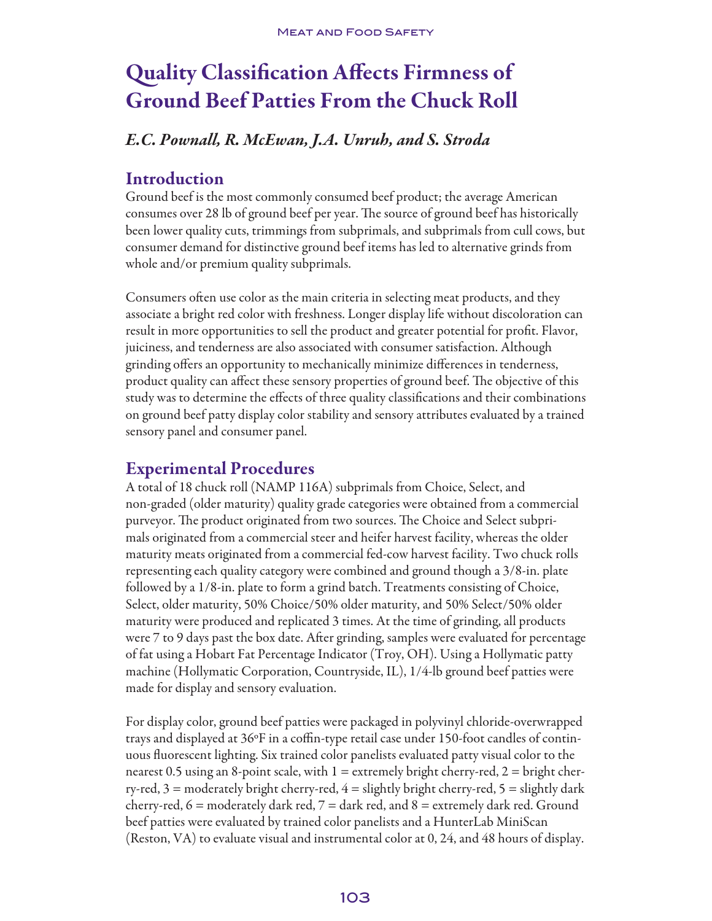# Quality Classification Affects Firmness of Ground Beef Patties From the Chuck Roll

*E.C. Pownall, R. McEwan, J.A. Unruh, and S. Stroda*

## Introduction

Ground beef is the most commonly consumed beef product; the average American consumes over 28 lb of ground beef per year. The source of ground beef has historically been lower quality cuts, trimmings from subprimals, and subprimals from cull cows, but consumer demand for distinctive ground beef items has led to alternative grinds from whole and/or premium quality subprimals.

Consumers often use color as the main criteria in selecting meat products, and they associate a bright red color with freshness. Longer display life without discoloration can result in more opportunities to sell the product and greater potential for profit. Flavor, juiciness, and tenderness are also associated with consumer satisfaction. Although grinding offers an opportunity to mechanically minimize differences in tenderness, product quality can affect these sensory properties of ground beef. The objective of this study was to determine the effects of three quality classifications and their combinations on ground beef patty display color stability and sensory attributes evaluated by a trained sensory panel and consumer panel.

## Experimental Procedures

A total of 18 chuck roll (NAMP 116A) subprimals from Choice, Select, and non-graded (older maturity) quality grade categories were obtained from a commercial purveyor. The product originated from two sources. The Choice and Select subprimals originated from a commercial steer and heifer harvest facility, whereas the older maturity meats originated from a commercial fed-cow harvest facility. Two chuck rolls representing each quality category were combined and ground though a 3/8-in. plate followed by a 1/8-in. plate to form a grind batch. Treatments consisting of Choice, Select, older maturity, 50% Choice/50% older maturity, and 50% Select/50% older maturity were produced and replicated 3 times. At the time of grinding, all products were 7 to 9 days past the box date. After grinding, samples were evaluated for percentage of fat using a Hobart Fat Percentage Indicator (Troy, OH). Using a Hollymatic patty machine (Hollymatic Corporation, Countryside, IL), 1/4-lb ground beef patties were made for display and sensory evaluation.

For display color, ground beef patties were packaged in polyvinyl chloride-overwrapped trays and displayed at 36°F in a coffin-type retail case under 150-foot candles of continuous fluorescent lighting. Six trained color panelists evaluated patty visual color to the nearest 0.5 using an 8-point scale, with 1 = extremely bright cherry-red, 2 = bright cherry-red, 3 = moderately bright cherry-red, 4 = slightly bright cherry-red, 5 = slightly dark cherry-red, 6 = moderately dark red, 7 = dark red, and 8 = extremely dark red. Ground beef patties were evaluated by trained color panelists and a HunterLab MiniScan (Reston, VA) to evaluate visual and instrumental color at 0, 24, and 48 hours of display.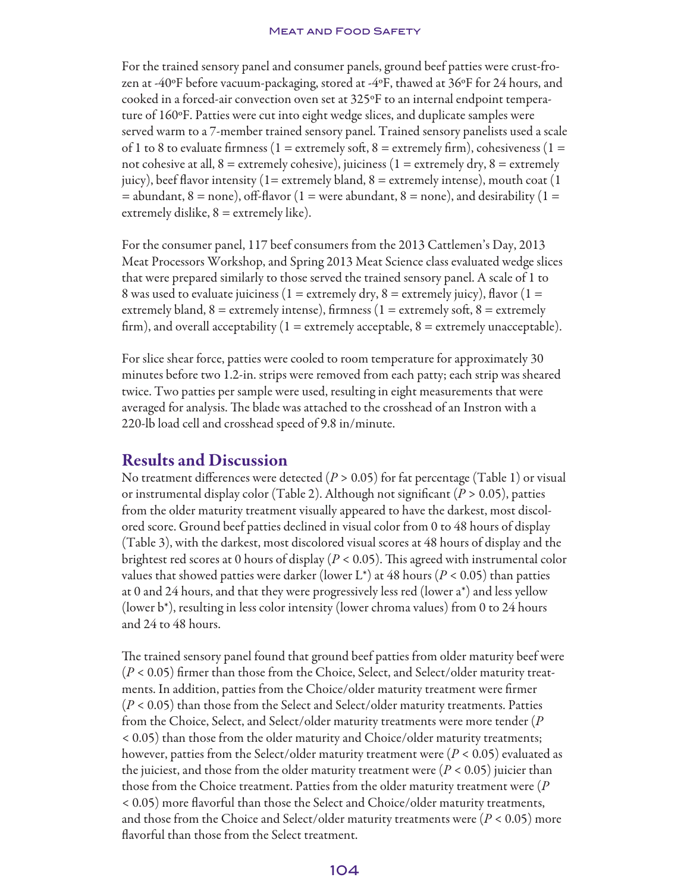For the trained sensory panel and consumer panels, ground beef patties were crust-frozen at -40°F before vacuum-packaging, stored at -4°F, thawed at 36°F for 24 hours, and cooked in a forced-air convection oven set at 325°F to an internal endpoint temperature of 160°F. Patties were cut into eight wedge slices, and duplicate samples were served warm to a 7-member trained sensory panel. Trained sensory panelists used a scale of 1 to 8 to evaluate firmness (1 = extremely soft, 8 = extremely firm), cohesiveness (1 = not cohesive at all, 8 = extremely cohesive), juiciness (1 = extremely dry, 8 = extremely juicy), beef flavor intensity (1= extremely bland, 8 = extremely intense), mouth coat (1 = abundant, 8 = none), off-flavor (1 = were abundant, 8 = none), and desirability (1 = extremely dislike, 8 = extremely like).

For the consumer panel, 117 beef consumers from the 2013 Cattlemen's Day, 2013 Meat Processors Workshop, and Spring 2013 Meat Science class evaluated wedge slices that were prepared similarly to those served the trained sensory panel. A scale of 1 to 8 was used to evaluate juiciness (1 = extremely dry, 8 = extremely juicy), flavor (1 = extremely bland, 8 = extremely intense), firmness (1 = extremely soft, 8 = extremely firm), and overall acceptability (1 = extremely acceptable, 8 = extremely unacceptable).

For slice shear force, patties were cooled to room temperature for approximately 30 minutes before two 1.2-in. strips were removed from each patty; each strip was sheared twice. Two patties per sample were used, resulting in eight measurements that were averaged for analysis. The blade was attached to the crosshead of an Instron with a 220-lb load cell and crosshead speed of 9.8 in/minute.

## Results and Discussion

No treatment differences were detected ($P > 0.05$) for fat percentage (Table 1) or visual or instrumental display color (Table 2). Although not significant ($P > 0.05$), patties from the older maturity treatment visually appeared to have the darkest, most discolored score. Ground beef patties declined in visual color from 0 to 48 hours of display (Table 3), with the darkest, most discolored visual scores at 48 hours of display and the brightest red scores at 0 hours of display ($P < 0.05$). This agreed with instrumental color values that showed patties were darker (lower $L^*$) at 48 hours ($P < 0.05$) than patties at 0 and 24 hours, and that they were progressively less red (lower $a^*$) and less yellow (lower $b^*$), resulting in less color intensity (lower chroma values) from 0 to 24 hours and 24 to 48 hours.

The trained sensory panel found that ground beef patties from older maturity beef were ($P < 0.05$) firmer than those from the Choice, Select, and Select/older maturity treatments. In addition, patties from the Choice/older maturity treatment were firmer ($P < 0.05$) than those from the Select and Select/older maturity treatments. Patties from the Choice, Select, and Select/older maturity treatments were more tender ($P < 0.05$) than those from the older maturity and Choice/older maturity treatments; however, patties from the Select/older maturity treatment were ($P < 0.05$) evaluated as the juiciest, and those from the older maturity treatment were ($P < 0.05$) juicier than those from the Choice treatment. Patties from the older maturity treatment were ($P < 0.05$) more flavorful than those the Select and Choice/older maturity treatments, and those from the Choice and Select/older maturity treatments were ($P < 0.05$) more flavorful than those from the Select treatment.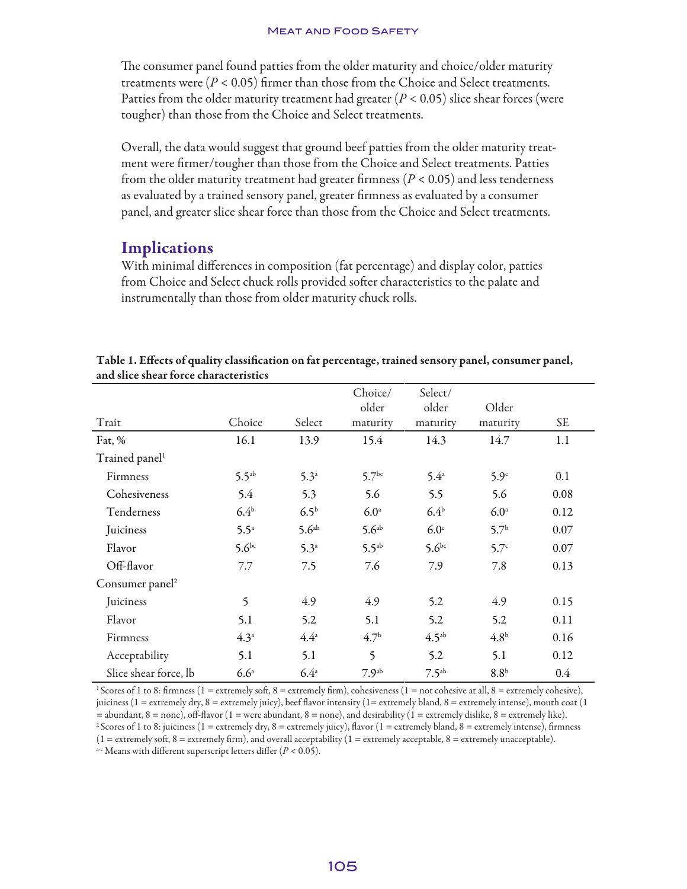The consumer panel found patties from the older maturity and choice/older maturity treatments were ($P < 0.05$) firmer than those from the Choice and Select treatments. Patties from the older maturity treatment had greater ($P < 0.05$) slice shear forces (were tougher) than those from the Choice and Select treatments.

Overall, the data would suggest that ground beef patties from the older maturity treatment were firmer/tougher than those from the Choice and Select treatments. Patties from the older maturity treatment had greater firmness ($P < 0.05$) and less tenderness as evaluated by a trained sensory panel, greater firmness as evaluated by a consumer panel, and greater slice shear force than those from the Choice and Select treatments.

## Implications

With minimal differences in composition (fat percentage) and display color, patties from Choice and Select chuck rolls provided softer characteristics to the palate and instrumentally than those from older maturity chuck rolls.

**Table 1. Effects of quality classification on fat percentage, trained sensory panel, consumer panel, and slice shear force characteristics**

| Trait | Choice | Select | Choice/ older maturity | Select/ older maturity | Older maturity | SE |
|---|---|---|---|---|---|---|
| Fat, % | 16.1 | 13.9 | 15.4 | 14.3 | 14.7 | 1.1 |
| Trained panel[1] | | | | | | |
| Firmness | $5.5^{ab}$ | $5.3^{a}$ | $5.7^{bc}$ | $5.4^{a}$ | $5.9^{c}$ | 0.1 |
| Cohesiveness | 5.4 | 5.3 | 5.6 | 5.5 | 5.6 | 0.08 |
| Tenderness | $6.4^{b}$ | $6.5^{b}$ | $6.0^{a}$ | $6.4^{b}$ | $6.0^{a}$ | 0.12 |
| Juiciness | $5.5^{a}$ | $5.6^{ab}$ | $5.6^{ab}$ | $6.0^{c}$ | $5.7^{b}$ | 0.07 |
| Flavor | $5.6^{bc}$ | $5.3^{a}$ | $5.5^{ab}$ | $5.6^{bc}$ | $5.7^{c}$ | 0.07 |
| Off-flavor | 7.7 | 7.5 | 7.6 | 7.9 | 7.8 | 0.13 |
| Consumer panel[2] | | | | | | |
| Juiciness | 5 | 4.9 | 4.9 | 5.2 | 4.9 | 0.15 |
| Flavor | 5.1 | 5.2 | 5.1 | 5.2 | 5.2 | 0.11 |
| Firmness | $4.3^{a}$ | $4.4^{a}$ | $4.7^{b}$ | $4.5^{ab}$ | $4.8^{b}$ | 0.16 |
| Acceptability | 5.1 | 5.1 | 5 | 5.2 | 5.1 | 0.12 |
| Slice shear force, lb | $6.6^{a}$ | $6.4^{a}$ | $7.9^{ab}$ | $7.5^{ab}$ | $8.8^{b}$ | 0.4 |

[1] Scores of 1 to 8: firmness (1 = extremely soft, 8 = extremely firm), cohesiveness (1 = not cohesive at all, 8 = extremely cohesive), juiciness (1 = extremely dry, 8 = extremely juicy), beef flavor intensity (1= extremely bland, 8 = extremely intense), mouth coat (1 = abundant, 8 = none), off-flavor (1 = were abundant, 8 = none), and desirability (1 = extremely dislike, 8 = extremely like).
[2] Scores of 1 to 8: juiciness (1 = extremely dry, 8 = extremely juicy), flavor (1 = extremely bland, 8 = extremely intense), firmness (1 = extremely soft, 8 = extremely firm), and overall acceptability (1 = extremely acceptable, 8 = extremely unacceptable).
[a-c] Means with different superscript letters differ ($P < 0.05$).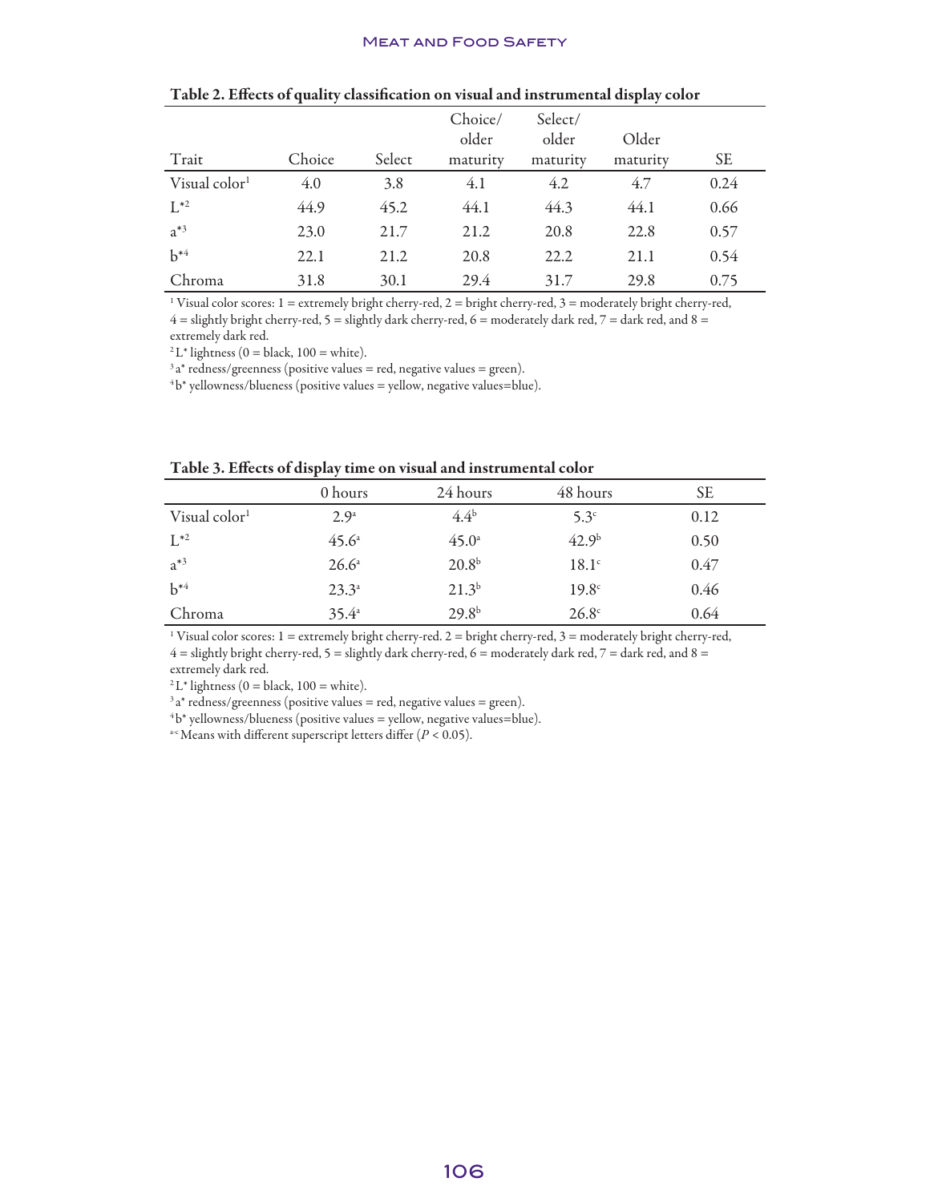**Table 2. Effects of quality classification on visual and instrumental display color**

| Trait | Choice | Select | Choice/ older maturity | Select/ older maturity | Older maturity | SE |
|---|---|---|---|---|---|---|
| Visual color[1] | 4.0 | 3.8 | 4.1 | 4.2 | 4.7 | 0.24 |
| $L^{*}$[2] | 44.9 | 45.2 | 44.1 | 44.3 | 44.1 | 0.66 |
| $a^{*}$[3] | 23.0 | 21.7 | 21.2 | 20.8 | 22.8 | 0.57 |
| $b^{*}$[4] | 22.1 | 21.2 | 20.8 | 22.2 | 21.1 | 0.54 |
| Chroma | 31.8 | 30.1 | 29.4 | 31.7 | 29.8 | 0.75 |

[1] Visual color scores: 1 = extremely bright cherry-red, 2 = bright cherry-red, 3 = moderately bright cherry-red, 4 = slightly bright cherry-red, 5 = slightly dark cherry-red, 6 = moderately dark red, 7 = dark red, and 8 = extremely dark red.
[2] $L^{*}$ lightness (0 = black, 100 = white).
[3] $a^{*}$ redness/greenness (positive values = red, negative values = green).
[4] $b^{*}$ yellowness/blueness (positive values = yellow, negative values=blue).

**Table 3. Effects of display time on visual and instrumental color**

| | 0 hours | 24 hours | 48 hours | SE |
|---|---|---|---|---|
| Visual color[1] | 2.9[a] | 4.4[b] | 5.3[c] | 0.12 |
| $L^{*}$[2] | 45.6[a] | 45.0[a] | 42.9[b] | 0.50 |
| $a^{*}$[3] | 26.6[a] | 20.8[b] | 18.1[c] | 0.47 |
| $b^{*}$[4] | 23.3[a] | 21.3[b] | 19.8[c] | 0.46 |
| Chroma | 35.4[a] | 29.8[b] | 26.8[c] | 0.64 |

[1] Visual color scores: 1 = extremely bright cherry-red. 2 = bright cherry-red, 3 = moderately bright cherry-red, 4 = slightly bright cherry-red, 5 = slightly dark cherry-red, 6 = moderately dark red, 7 = dark red, and 8 = extremely dark red.
[2] $L^{*}$ lightness (0 = black, 100 = white).
[3] $a^{*}$ redness/greenness (positive values = red, negative values = green).
[4] $b^{*}$ yellowness/blueness (positive values = yellow, negative values=blue).
[a-c] Means with different superscript letters differ ($P < 0.05$).